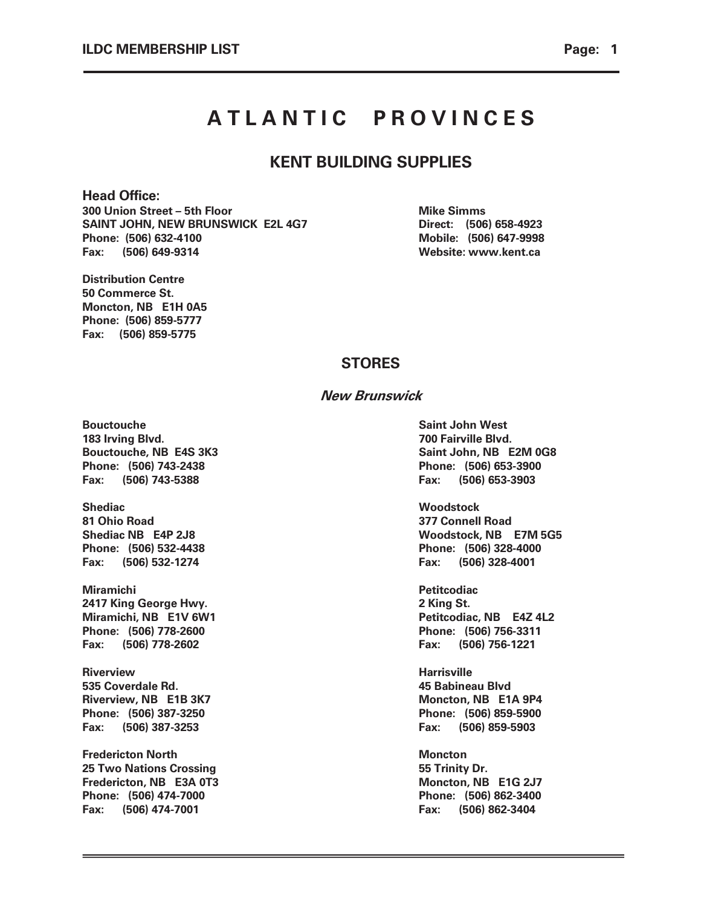# A T L A N T I C   P R O V I N C E S

## KENT BUILDING SUPPLIES

**Head Office:**
**300 Union Street – 5th Floor**
**SAINT JOHN, NEW BRUNSWICK  E2L 4G7**
**Phone: (506) 632-4100**
**Fax: (506) 649-9314**

**Mike Simms**
**Direct: (506) 658-4923**
**Mobile: (506) 647-9998**
**Website: www.kent.ca**

**Distribution Centre**
**50 Commerce St.**
**Moncton, NB  E1H 0A5**
**Phone: (506) 859-5777**
**Fax: (506) 859-5775**

### STORES

#### *New Brunswick*

**Bouctouche**
**183 Irving Blvd.**
**Bouctouche, NB  E4S 3K3**
**Phone: (506) 743-2438**
**Fax: (506) 743-5388**

**Shediac**
**81 Ohio Road**
**Shediac NB  E4P 2J8**
**Phone: (506) 532-4438**
**Fax: (506) 532-1274**

**Miramichi**
**2417 King George Hwy.**
**Miramichi, NB  E1V 6W1**
**Phone: (506) 778-2600**
**Fax: (506) 778-2602**

**Riverview**
**535 Coverdale Rd.**
**Riverview, NB  E1B 3K7**
**Phone: (506) 387-3250**
**Fax: (506) 387-3253**

**Fredericton North**
**25 Two Nations Crossing**
**Fredericton, NB  E3A 0T3**
**Phone: (506) 474-7000**
**Fax: (506) 474-7001**

**Saint John West**
**700 Fairville Blvd.**
**Saint John, NB  E2M 0G8**
**Phone: (506) 653-3900**
**Fax: (506) 653-3903**

**Woodstock**
**377 Connell Road**
**Woodstock, NB  E7M 5G5**
**Phone: (506) 328-4000**
**Fax: (506) 328-4001**

**Petitcodiac**
**2 King St.**
**Petitcodiac, NB  E4Z 4L2**
**Phone: (506) 756-3311**
**Fax: (506) 756-1221**

**Harrisville**
**45 Babineau Blvd**
**Moncton, NB  E1A 9P4**
**Phone: (506) 859-5900**
**Fax: (506) 859-5903**

**Moncton**
**55 Trinity Dr.**
**Moncton, NB  E1G 2J7**
**Phone: (506) 862-3400**
**Fax: (506) 862-3404**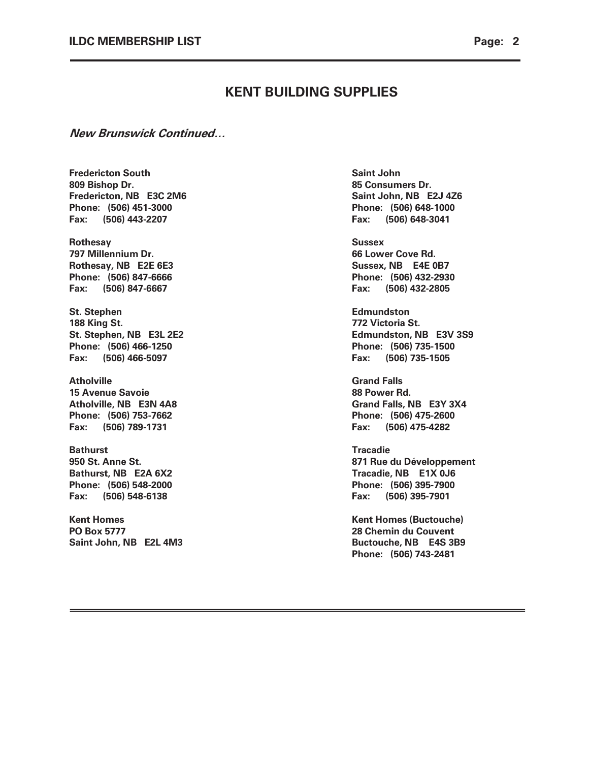## KENT BUILDING SUPPLIES

***New Brunswick Continued…***

**Fredericton South**
**809 Bishop Dr.**
**Fredericton, NB E3C 2M6**
**Phone: (506) 451-3000**
**Fax: (506) 443-2207**

**Rothesay**
**797 Millennium Dr.**
**Rothesay, NB E2E 6E3**
**Phone: (506) 847-6666**
**Fax: (506) 847-6667**

**St. Stephen**
**188 King St.**
**St. Stephen, NB E3L 2E2**
**Phone: (506) 466-1250**
**Fax: (506) 466-5097**

**Atholville**
**15 Avenue Savoie**
**Atholville, NB E3N 4A8**
**Phone: (506) 753-7662**
**Fax: (506) 789-1731**

**Bathurst**
**950 St. Anne St.**
**Bathurst, NB E2A 6X2**
**Phone: (506) 548-2000**
**Fax: (506) 548-6138**

**Kent Homes**
**PO Box 5777**
**Saint John, NB E2L 4M3**

**Saint John**
**85 Consumers Dr.**
**Saint John, NB E2J 4Z6**
**Phone: (506) 648-1000**
**Fax: (506) 648-3041**

**Sussex**
**66 Lower Cove Rd.**
**Sussex, NB E4E 0B7**
**Phone: (506) 432-2930**
**Fax: (506) 432-2805**

**Edmundston**
**772 Victoria St.**
**Edmundston, NB E3V 3S9**
**Phone: (506) 735-1500**
**Fax: (506) 735-1505**

**Grand Falls**
**88 Power Rd.**
**Grand Falls, NB E3Y 3X4**
**Phone: (506) 475-2600**
**Fax: (506) 475-4282**

**Tracadie**
**871 Rue du Développement**
**Tracadie, NB E1X 0J6**
**Phone: (506) 395-7900**
**Fax: (506) 395-7901**

**Kent Homes (Buctouche)**
**28 Chemin du Couvent**
**Buctouche, NB E4S 3B9**
**Phone: (506) 743-2481**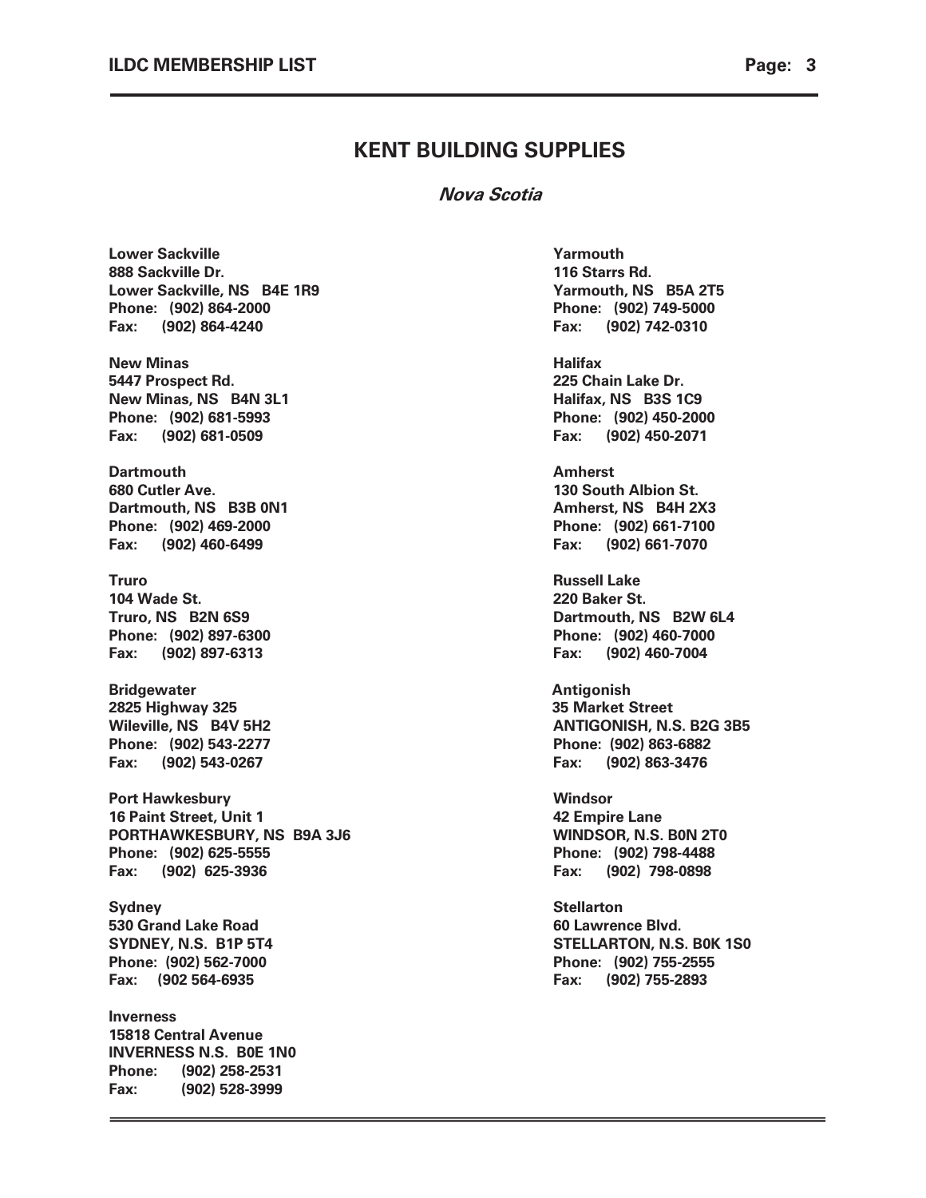# KENT BUILDING SUPPLIES

## *Nova Scotia*

**Lower Sackville**
**888 Sackville Dr.**
**Lower Sackville, NS B4E 1R9**
**Phone: (902) 864-2000**
**Fax: (902) 864-4240**

**New Minas**
**5447 Prospect Rd.**
**New Minas, NS B4N 3L1**
**Phone: (902) 681-5993**
**Fax: (902) 681-0509**

**Dartmouth**
**680 Cutler Ave.**
**Dartmouth, NS B3B 0N1**
**Phone: (902) 469-2000**
**Fax: (902) 460-6499**

**Truro**
**104 Wade St.**
**Truro, NS B2N 6S9**
**Phone: (902) 897-6300**
**Fax: (902) 897-6313**

**Bridgewater**
**2825 Highway 325**
**Wileville, NS B4V 5H2**
**Phone: (902) 543-2277**
**Fax: (902) 543-0267**

**Port Hawkesbury**
**16 Paint Street, Unit 1**
**PORTHAWKESBURY, NS B9A 3J6**
**Phone: (902) 625-5555**
**Fax: (902) 625-3936**

**Sydney**
**530 Grand Lake Road**
**SYDNEY, N.S. B1P 5T4**
**Phone: (902) 562-7000**
**Fax: (902 564-6935**

**Inverness**
**15818 Central Avenue**
**INVERNESS N.S. B0E 1N0**
**Phone: (902) 258-2531**
**Fax: (902) 528-3999**

**Yarmouth**
**116 Starrs Rd.**
**Yarmouth, NS B5A 2T5**
**Phone: (902) 749-5000**
**Fax: (902) 742-0310**

**Halifax**
**225 Chain Lake Dr.**
**Halifax, NS B3S 1C9**
**Phone: (902) 450-2000**
**Fax: (902) 450-2071**

**Amherst**
**130 South Albion St.**
**Amherst, NS B4H 2X3**
**Phone: (902) 661-7100**
**Fax: (902) 661-7070**

**Russell Lake**
**220 Baker St.**
**Dartmouth, NS B2W 6L4**
**Phone: (902) 460-7000**
**Fax: (902) 460-7004**

**Antigonish**
**35 Market Street**
**ANTIGONISH, N.S. B2G 3B5**
**Phone: (902) 863-6882**
**Fax: (902) 863-3476**

**Windsor**
**42 Empire Lane**
**WINDSOR, N.S. B0N 2T0**
**Phone: (902) 798-4488**
**Fax: (902) 798-0898**

**Stellarton**
**60 Lawrence Blvd.**
**STELLARTON, N.S. B0K 1S0**
**Phone: (902) 755-2555**
**Fax: (902) 755-2893**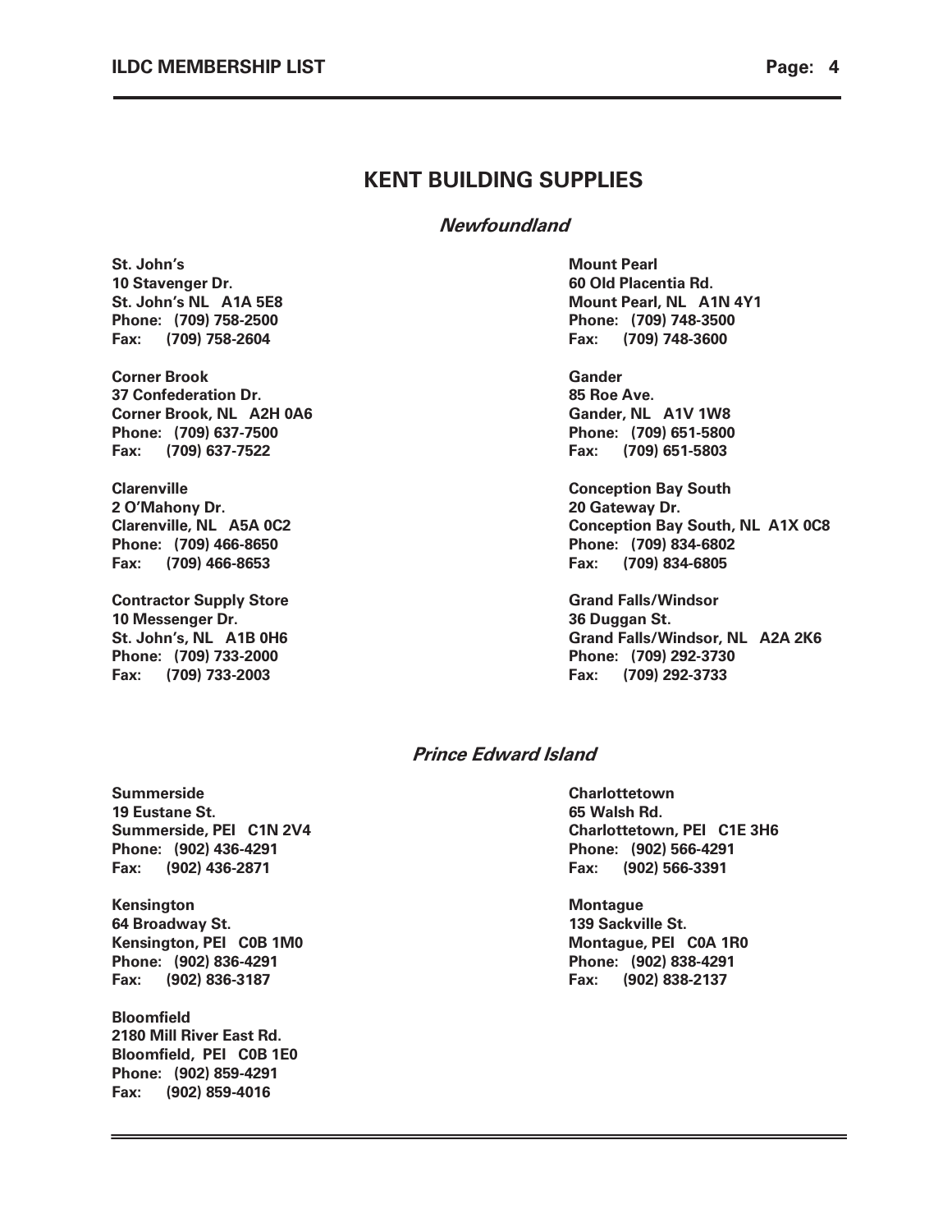# KENT BUILDING SUPPLIES

## *Newfoundland*

**St. John's**
**10 Stavenger Dr.**
**St. John's NL A1A 5E8**
**Phone: (709) 758-2500**
**Fax: (709) 758-2604**

**Corner Brook**
**37 Confederation Dr.**
**Corner Brook, NL A2H 0A6**
**Phone: (709) 637-7500**
**Fax: (709) 637-7522**

**Clarenville**
**2 O'Mahony Dr.**
**Clarenville, NL A5A 0C2**
**Phone: (709) 466-8650**
**Fax: (709) 466-8653**

**Contractor Supply Store**
**10 Messenger Dr.**
**St. John's, NL A1B 0H6**
**Phone: (709) 733-2000**
**Fax: (709) 733-2003**

**Mount Pearl**
**60 Old Placentia Rd.**
**Mount Pearl, NL A1N 4Y1**
**Phone: (709) 748-3500**
**Fax: (709) 748-3600**

**Gander**
**85 Roe Ave.**
**Gander, NL A1V 1W8**
**Phone: (709) 651-5800**
**Fax: (709) 651-5803**

**Conception Bay South**
**20 Gateway Dr.**
**Conception Bay South, NL A1X 0C8**
**Phone: (709) 834-6802**
**Fax: (709) 834-6805**

**Grand Falls/Windsor**
**36 Duggan St.**
**Grand Falls/Windsor, NL A2A 2K6**
**Phone: (709) 292-3730**
**Fax: (709) 292-3733**

## *Prince Edward Island*

**Summerside**
**19 Eustane St.**
**Summerside, PEI C1N 2V4**
**Phone: (902) 436-4291**
**Fax: (902) 436-2871**

**Kensington**
**64 Broadway St.**
**Kensington, PEI C0B 1M0**
**Phone: (902) 836-4291**
**Fax: (902) 836-3187**

**Bloomfield**
**2180 Mill River East Rd.**
**Bloomfield, PEI C0B 1E0**
**Phone: (902) 859-4291**
**Fax: (902) 859-4016**

**Charlottetown**
**65 Walsh Rd.**
**Charlottetown, PEI C1E 3H6**
**Phone: (902) 566-4291**
**Fax: (902) 566-3391**

**Montague**
**139 Sackville St.**
**Montague, PEI C0A 1R0**
**Phone: (902) 838-4291**
**Fax: (902) 838-2137**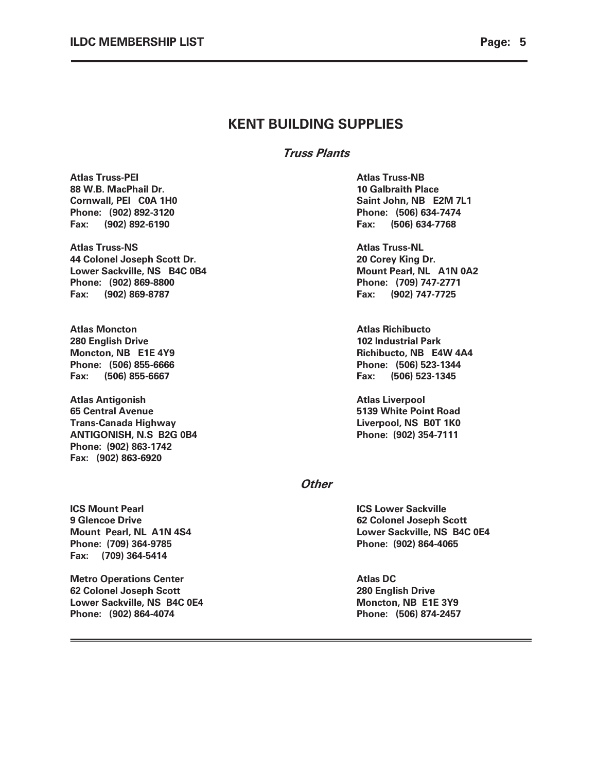# KENT BUILDING SUPPLIES

## *Truss Plants*

**Atlas Truss-PEI**
**88 W.B. MacPhail Dr.**
**Cornwall, PEI C0A 1H0**
**Phone: (902) 892-3120**
**Fax: (902) 892-6190**

**Atlas Truss-NB**
**10 Galbraith Place**
**Saint John, NB E2M 7L1**
**Phone: (506) 634-7474**
**Fax: (506) 634-7768**

**Atlas Truss-NS**
**44 Colonel Joseph Scott Dr.**
**Lower Sackville, NS B4C 0B4**
**Phone: (902) 869-8800**
**Fax: (902) 869-8787**

**Atlas Truss-NL**
**20 Corey King Dr.**
**Mount Pearl, NL A1N 0A2**
**Phone: (709) 747-2771**
**Fax: (902) 747-7725**

**Atlas Moncton**
**280 English Drive**
**Moncton, NB E1E 4Y9**
**Phone: (506) 855-6666**
**Fax: (506) 855-6667**

**Atlas Richibucto**
**102 Industrial Park**
**Richibucto, NB E4W 4A4**
**Phone: (506) 523-1344**
**Fax: (506) 523-1345**

**Atlas Antigonish**
**65 Central Avenue**
**Trans-Canada Highway**
**ANTIGONISH, N.S B2G 0B4**
**Phone: (902) 863-1742**
**Fax: (902) 863-6920**

**Atlas Liverpool**
**5139 White Point Road**
**Liverpool, NS B0T 1K0**
**Phone: (902) 354-7111**

## *Other*

**ICS Mount Pearl**
**9 Glencoe Drive**
**Mount Pearl, NL A1N 4S4**
**Phone: (709) 364-9785**
**Fax: (709) 364-5414**

**ICS Lower Sackville**
**62 Colonel Joseph Scott**
**Lower Sackville, NS B4C 0E4**
**Phone: (902) 864-4065**

**Metro Operations Center**
**62 Colonel Joseph Scott**
**Lower Sackville, NS B4C 0E4**
**Phone: (902) 864-4074**

**Atlas DC**
**280 English Drive**
**Moncton, NB E1E 3Y9**
**Phone: (506) 874-2457**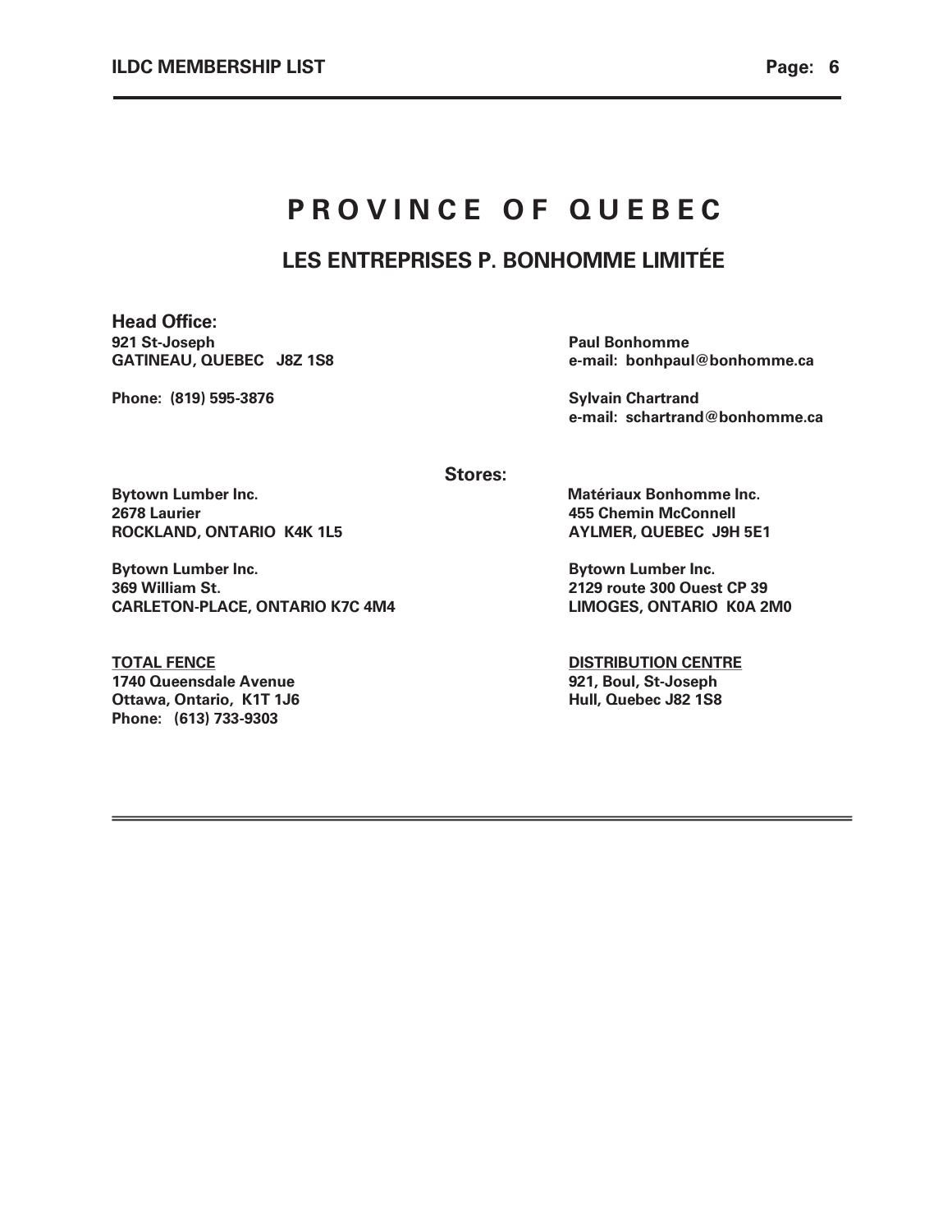# P R O V I N C E   O F   Q U E B E C

## LES ENTREPRISES P. BONHOMME LIMITÉE

**Head Office:**

**921 St-Joseph**
**GATINEAU, QUEBEC J8Z 1S8**

**Phone: (819) 595-3876**

**Paul Bonhomme**
**e-mail: bonhpaul@bonhomme.ca**

**Sylvain Chartrand**
**e-mail: schartrand@bonhomme.ca**

**Stores:**

**Bytown Lumber Inc.**
**2678 Laurier**
**ROCKLAND, ONTARIO K4K 1L5**

**Matériaux Bonhomme Inc.**
**455 Chemin McConnell**
**AYLMER, QUEBEC J9H 5E1**

**Bytown Lumber Inc.**
**369 William St.**
**CARLETON-PLACE, ONTARIO K7C 4M4**

**Bytown Lumber Inc.**
**2129 route 300 Ouest CP 39**
**LIMOGES, ONTARIO K0A 2M0**

**<u>TOTAL FENCE</u>**
**1740 Queensdale Avenue**
**Ottawa, Ontario, K1T 1J6**
**Phone: (613) 733-9303**

**<u>DISTRIBUTION CENTRE</u>**
**921, Boul, St-Joseph**
**Hull, Quebec J82 1S8**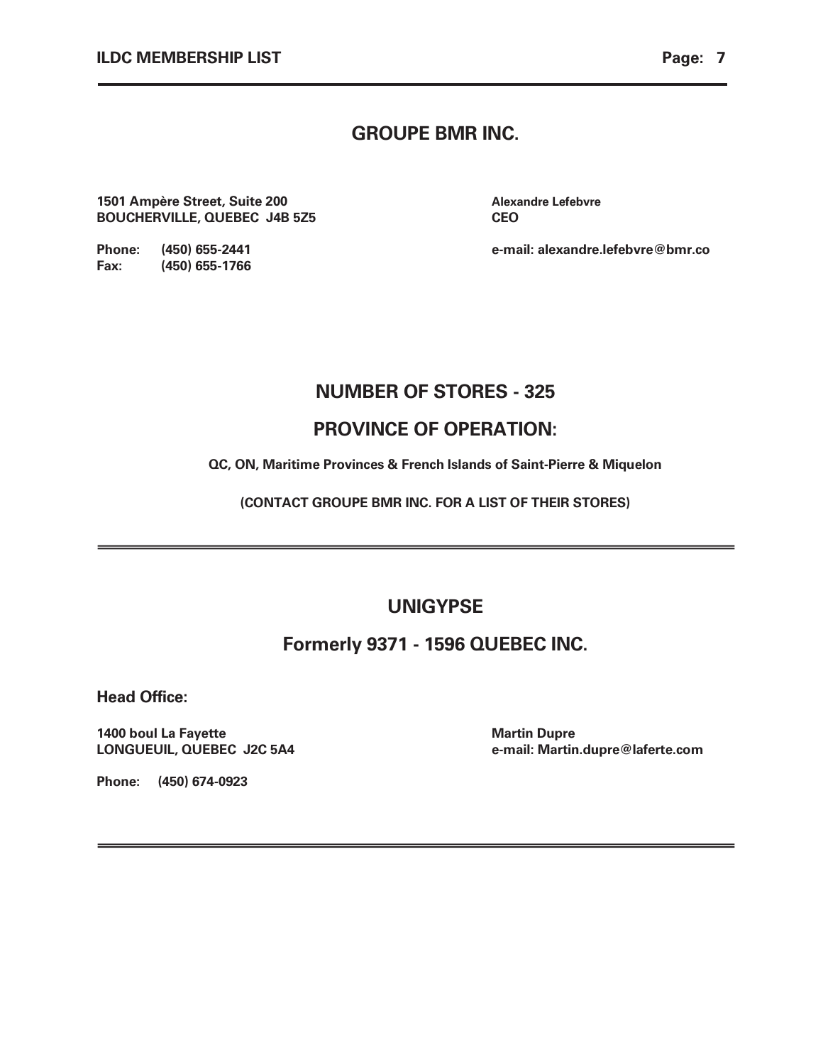## GROUPE BMR INC.

**1501 Ampère Street, Suite 200**
**BOUCHERVILLE, QUEBEC  J4B 5Z5**

**Alexandre Lefebvre**
**CEO**

**Phone:** (450) 655-2441
**Fax:** (450) 655-1766

**e-mail: alexandre.lefebvre@bmr.co**

## NUMBER OF STORES - 325

## PROVINCE OF OPERATION:

**QC, ON, Maritime Provinces & French Islands of Saint-Pierre & Miquelon**

**(CONTACT GROUPE BMR INC. FOR A LIST OF THEIR STORES)**

---

## UNIGYPSE

## Formerly 9371 - 1596 QUEBEC INC.

**Head Office:**

**1400 boul La Fayette**
**LONGUEUIL, QUEBEC  J2C 5A4**

**Martin Dupre**
**e-mail: Martin.dupre@laferte.com**

**Phone:** (450) 674-0923

---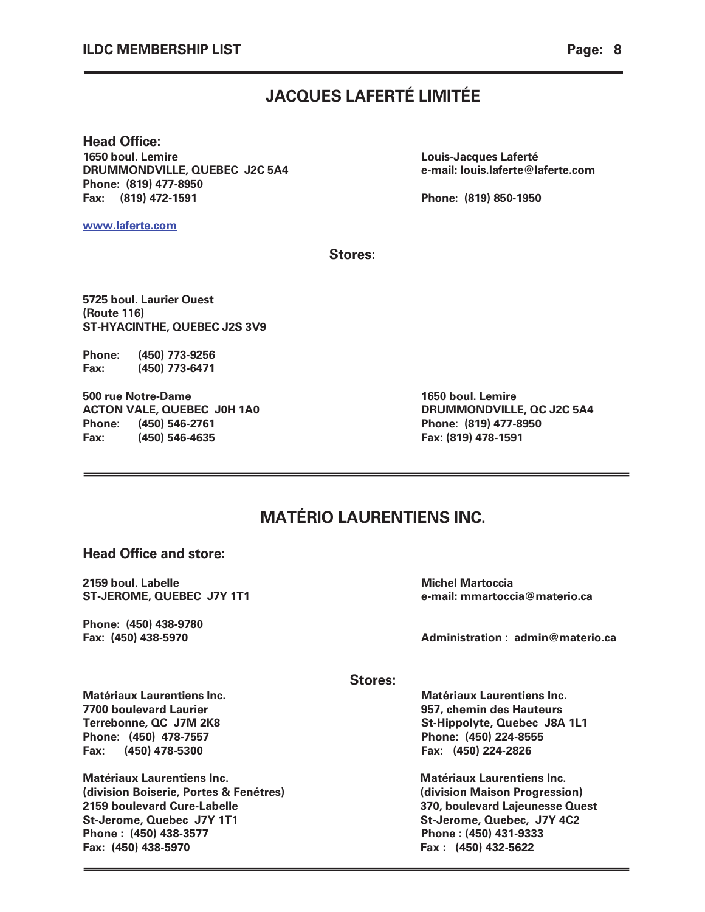# JACQUES LAFERTÉ LIMITÉE

**Head Office:**

**1650 boul. Lemire**
**DRUMMONDVILLE, QUEBEC J2C 5A4**
**Phone: (819) 477-8950**
**Fax: (819) 472-1591**

**Louis-Jacques Laferté**
**e-mail: louis.laferte@laferte.com**

**Phone: (819) 850-1950**

[www.laferte.com](http://www.laferte.com)

**Stores:**

**5725 boul. Laurier Ouest**
**(Route 116)**
**ST-HYACINTHE, QUEBEC J2S 3V9**

**Phone: (450) 773-9256**
**Fax: (450) 773-6471**

**500 rue Notre-Dame**
**ACTON VALE, QUEBEC J0H 1A0**
**Phone: (450) 546-2761**
**Fax: (450) 546-4635**

**1650 boul. Lemire**
**DRUMMONDVILLE, QC J2C 5A4**
**Phone: (819) 477-8950**
**Fax: (819) 478-1591**

---

# MATÉRIO LAURENTIENS INC.

**Head Office and store:**

**2159 boul. Labelle**
**ST-JEROME, QUEBEC J7Y 1T1**

**Phone: (450) 438-9780**
**Fax: (450) 438-5970**

**Michel Martoccia**
**e-mail: mmartoccia@materio.ca**

**Administration : admin@materio.ca**

**Stores:**

**Matériaux Laurentiens Inc.**
**7700 boulevard Laurier**
**Terrebonne, QC J7M 2K8**
**Phone: (450) 478-7557**
**Fax: (450) 478-5300**

**Matériaux Laurentiens Inc.**
**957, chemin des Hauteurs**
**St-Hippolyte, Quebec J8A 1L1**
**Phone: (450) 224-8555**
**Fax: (450) 224-2826**

**Matériaux Laurentiens Inc.**
**(division Boiserie, Portes & Fenétres)**
**2159 boulevard Cure-Labelle**
**St-Jerome, Quebec J7Y 1T1**
**Phone : (450) 438-3577**
**Fax: (450) 438-5970**

**Matériaux Laurentiens Inc.**
**(division Maison Progression)**
**370, boulevard Lajeunesse Quest**
**St-Jerome, Quebec, J7Y 4C2**
**Phone : (450) 431-9333**
**Fax : (450) 432-5622**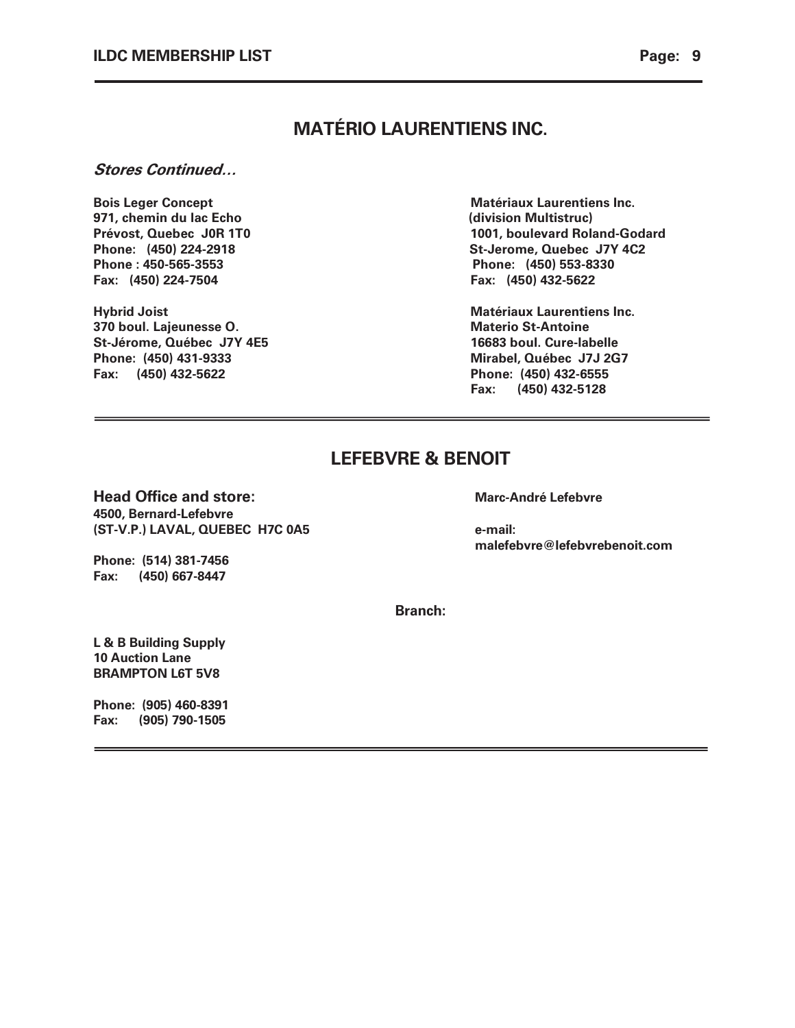## MATÉRIO LAURENTIENS INC.

***Stores Continued…***

**Bois Leger Concept**
**971, chemin du lac Echo**
**Prévost, Quebec J0R 1T0**
**Phone: (450) 224-2918**
**Phone : 450-565-3553**
**Fax: (450) 224-7504**

**Hybrid Joist**
**370 boul. Lajeunesse O.**
**St-Jérome, Québec J7Y 4E5**
**Phone: (450) 431-9333**
**Fax: (450) 432-5622**

**Matériaux Laurentiens Inc.**
**(division Multistruc)**
**1001, boulevard Roland-Godard**
**St-Jerome, Quebec J7Y 4C2**
**Phone: (450) 553-8330**
**Fax: (450) 432-5622**

**Matériaux Laurentiens Inc.**
**Materio St-Antoine**
**16683 boul. Cure-labelle**
**Mirabel, Québec J7J 2G7**
**Phone: (450) 432-6555**
**Fax: (450) 432-5128**

---

## LEFEBVRE & BENOIT

**Head Office and store:**
**4500, Bernard-Lefebvre**
**(ST-V.P.) LAVAL, QUEBEC H7C 0A5**

**Phone: (514) 381-7456**
**Fax: (450) 667-8447**

**Marc-André Lefebvre**

**e-mail:**
**malefebvre@lefebvrebenoit.com**

**Branch:**

**L & B Building Supply**
**10 Auction Lane**
**BRAMPTON L6T 5V8**

**Phone: (905) 460-8391**
**Fax: (905) 790-1505**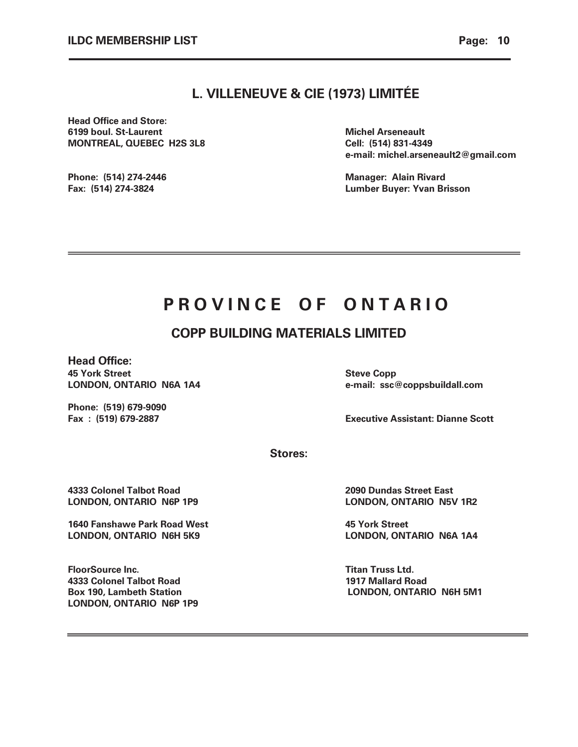## L. VILLENEUVE & CIE (1973) LIMITÉE

**Head Office and Store:**
**6199 boul. St-Laurent**
**MONTREAL, QUEBEC H2S 3L8**

**Phone: (514) 274-2446**
**Fax: (514) 274-3824**

**Michel Arseneault**
**Cell: (514) 831-4349**
**e-mail: michel.arseneault2@gmail.com**

**Manager: Alain Rivard**
**Lumber Buyer: Yvan Brisson**

---

# PROVINCE OF ONTARIO

## COPP BUILDING MATERIALS LIMITED

**Head Office:**
**45 York Street**
**LONDON, ONTARIO N6A 1A4**

**Phone: (519) 679-9090**
**Fax : (519) 679-2887**

**Steve Copp**
**e-mail: ssc@coppsbuildall.com**

**Executive Assistant: Dianne Scott**

**Stores:**

**4333 Colonel Talbot Road**
**LONDON, ONTARIO N6P 1P9**

**2090 Dundas Street East**
**LONDON, ONTARIO N5V 1R2**

**1640 Fanshawe Park Road West**
**LONDON, ONTARIO N6H 5K9**

**45 York Street**
**LONDON, ONTARIO N6A 1A4**

**FloorSource Inc.**
**4333 Colonel Talbot Road**
**Box 190, Lambeth Station**
**LONDON, ONTARIO N6P 1P9**

**Titan Truss Ltd.**
**1917 Mallard Road**
**LONDON, ONTARIO N6H 5M1**

---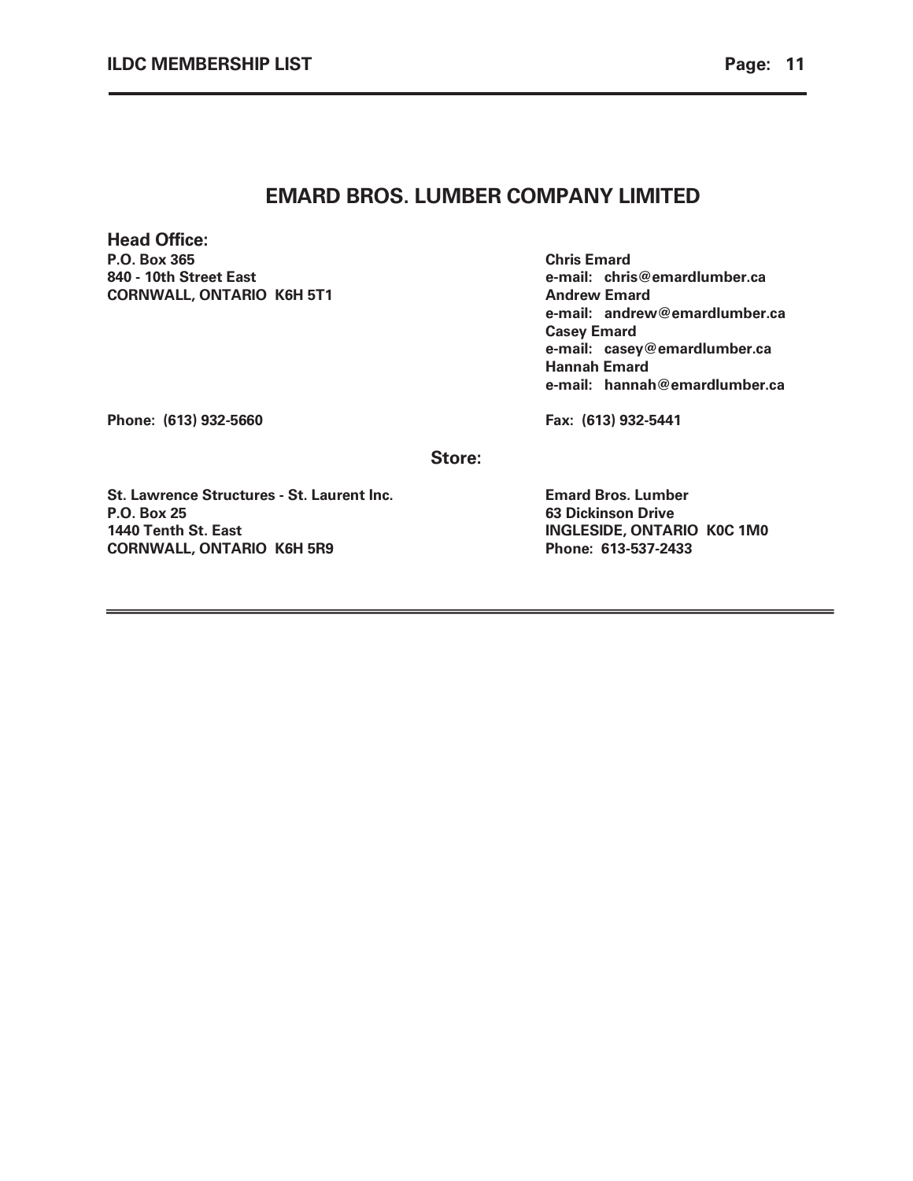# EMARD BROS. LUMBER COMPANY LIMITED

**Head Office:**

**P.O. Box 365**
**840 - 10th Street East**
**CORNWALL, ONTARIO K6H 5T1**

**Chris Emard**
**e-mail: chris@emardlumber.ca**
**Andrew Emard**
**e-mail: andrew@emardlumber.ca**
**Casey Emard**
**e-mail: casey@emardlumber.ca**
**Hannah Emard**
**e-mail: hannah@emardlumber.ca**

**Phone: (613) 932-5660**

**Fax: (613) 932-5441**

**Store:**

**St. Lawrence Structures - St. Laurent Inc.**
**P.O. Box 25**
**1440 Tenth St. East**
**CORNWALL, ONTARIO K6H 5R9**

**Emard Bros. Lumber**
**63 Dickinson Drive**
**INGLESIDE, ONTARIO K0C 1M0**
**Phone: 613-537-2433**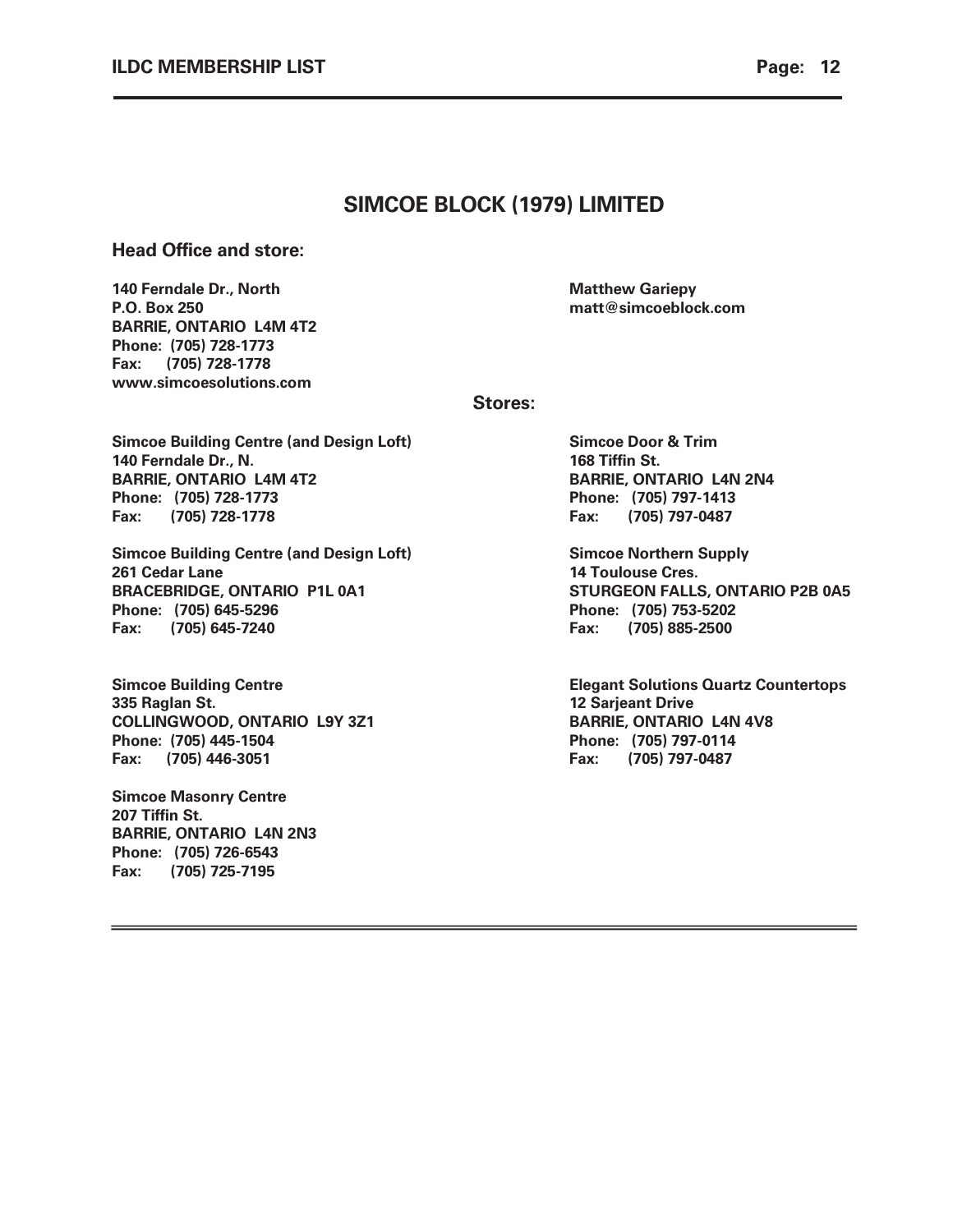# SIMCOE BLOCK (1979) LIMITED

**Head Office and store:**

**140 Ferndale Dr., North**
**P.O. Box 250**
**BARRIE, ONTARIO L4M 4T2**
**Phone: (705) 728-1773**
**Fax: (705) 728-1778**
**www.simcoesolutions.com**

**Matthew Gariepy**
**matt@simcoeblock.com**

**Stores:**

**Simcoe Building Centre (and Design Loft)**
**140 Ferndale Dr., N.**
**BARRIE, ONTARIO L4M 4T2**
**Phone: (705) 728-1773**
**Fax: (705) 728-1778**

**Simcoe Building Centre (and Design Loft)**
**261 Cedar Lane**
**BRACEBRIDGE, ONTARIO P1L 0A1**
**Phone: (705) 645-5296**
**Fax: (705) 645-7240**

**Simcoe Building Centre**
**335 Raglan St.**
**COLLINGWOOD, ONTARIO L9Y 3Z1**
**Phone: (705) 445-1504**
**Fax: (705) 446-3051**

**Simcoe Masonry Centre**
**207 Tiffin St.**
**BARRIE, ONTARIO L4N 2N3**
**Phone: (705) 726-6543**
**Fax: (705) 725-7195**

**Simcoe Door & Trim**
**168 Tiffin St.**
**BARRIE, ONTARIO L4N 2N4**
**Phone: (705) 797-1413**
**Fax: (705) 797-0487**

**Simcoe Northern Supply**
**14 Toulouse Cres.**
**STURGEON FALLS, ONTARIO P2B 0A5**
**Phone: (705) 753-5202**
**Fax: (705) 885-2500**

**Elegant Solutions Quartz Countertops**
**12 Sarjeant Drive**
**BARRIE, ONTARIO L4N 4V8**
**Phone: (705) 797-0114**
**Fax: (705) 797-0487**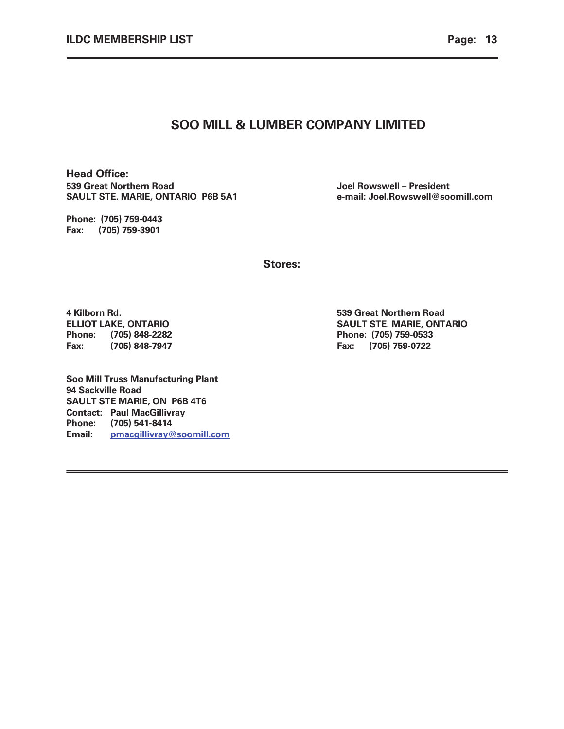# SOO MILL & LUMBER COMPANY LIMITED

**Head Office:**

**539 Great Northern Road**
**SAULT STE. MARIE, ONTARIO P6B 5A1**

**Joel Rowswell – President**
**e-mail: Joel.Rowswell@soomill.com**

**Phone: (705) 759-0443**
**Fax: (705) 759-3901**

## Stores:

**4 Kilborn Rd.**
**ELLIOT LAKE, ONTARIO**
**Phone: (705) 848-2282**
**Fax: (705) 848-7947**

**539 Great Northern Road**
**SAULT STE. MARIE, ONTARIO**
**Phone: (705) 759-0533**
**Fax: (705) 759-0722**

**Soo Mill Truss Manufacturing Plant**
**94 Sackville Road**
**SAULT STE MARIE, ON P6B 4T6**
**Contact: Paul MacGillivray**
**Phone: (705) 541-8414**
**Email: pmacgillivray@soomill.com**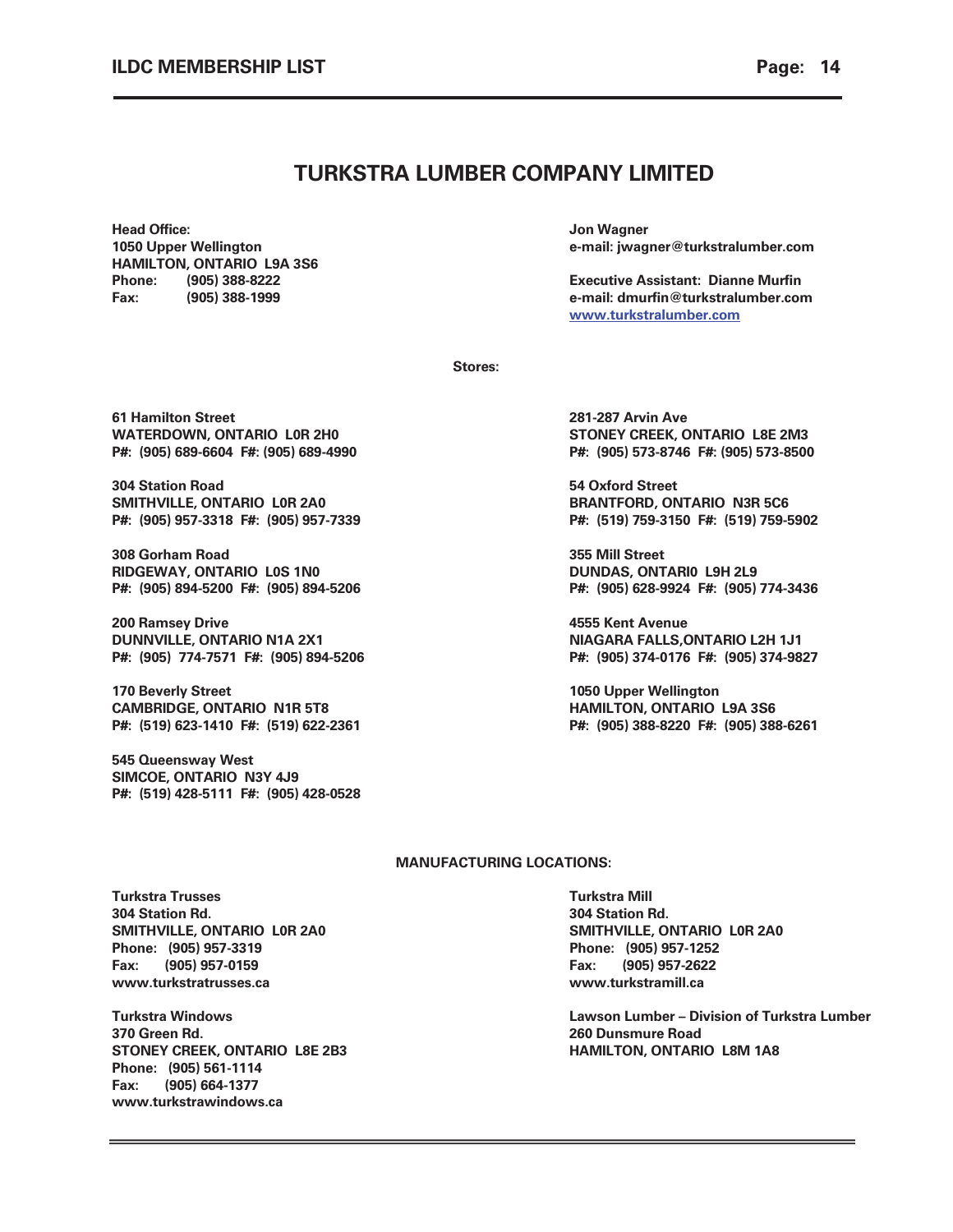# TURKSTRA LUMBER COMPANY LIMITED

**Head Office:**
**1050 Upper Wellington**
**HAMILTON, ONTARIO L9A 3S6**
**Phone: (905) 388-8222**
**Fax: (905) 388-1999**

**Jon Wagner**
**e-mail: jwagner@turkstralumber.com**

**Executive Assistant: Dianne Murfin**
**e-mail: dmurfin@turkstralumber.com**
**www.turkstralumber.com**

**Stores:**

**61 Hamilton Street**
**WATERDOWN, ONTARIO L0R 2H0**
**P#: (905) 689-6604 F#: (905) 689-4990**

**304 Station Road**
**SMITHVILLE, ONTARIO L0R 2A0**
**P#: (905) 957-3318 F#: (905) 957-7339**

**308 Gorham Road**
**RIDGEWAY, ONTARIO L0S 1N0**
**P#: (905) 894-5200 F#: (905) 894-5206**

**200 Ramsey Drive**
**DUNNVILLE, ONTARIO N1A 2X1**
**P#: (905) 774-7571 F#: (905) 894-5206**

**170 Beverly Street**
**CAMBRIDGE, ONTARIO N1R 5T8**
**P#: (519) 623-1410 F#: (519) 622-2361**

**545 Queensway West**
**SIMCOE, ONTARIO N3Y 4J9**
**P#: (519) 428-5111 F#: (905) 428-0528**

**281-287 Arvin Ave**
**STONEY CREEK, ONTARIO L8E 2M3**
**P#: (905) 573-8746 F#: (905) 573-8500**

**54 Oxford Street**
**BRANTFORD, ONTARIO N3R 5C6**
**P#: (519) 759-3150 F#: (519) 759-5902**

**355 Mill Street**
**DUNDAS, ONTARI0 L9H 2L9**
**P#: (905) 628-9924 F#: (905) 774-3436**

**4555 Kent Avenue**
**NIAGARA FALLS,ONTARIO L2H 1J1**
**P#: (905) 374-0176 F#: (905) 374-9827**

**1050 Upper Wellington**
**HAMILTON, ONTARIO L9A 3S6**
**P#: (905) 388-8220 F#: (905) 388-6261**

**MANUFACTURING LOCATIONS:**

**Turkstra Trusses**
**304 Station Rd.**
**SMITHVILLE, ONTARIO L0R 2A0**
**Phone: (905) 957-3319**
**Fax: (905) 957-0159**
**www.turkstratrusses.ca**

**Turkstra Windows**
**370 Green Rd.**
**STONEY CREEK, ONTARIO L8E 2B3**
**Phone: (905) 561-1114**
**Fax: (905) 664-1377**
**www.turkstrawindows.ca**

**Turkstra Mill**
**304 Station Rd.**
**SMITHVILLE, ONTARIO L0R 2A0**
**Phone: (905) 957-1252**
**Fax: (905) 957-2622**
**www.turkstramill.ca**

**Lawson Lumber – Division of Turkstra Lumber**
**260 Dunsmure Road**
**HAMILTON, ONTARIO L8M 1A8**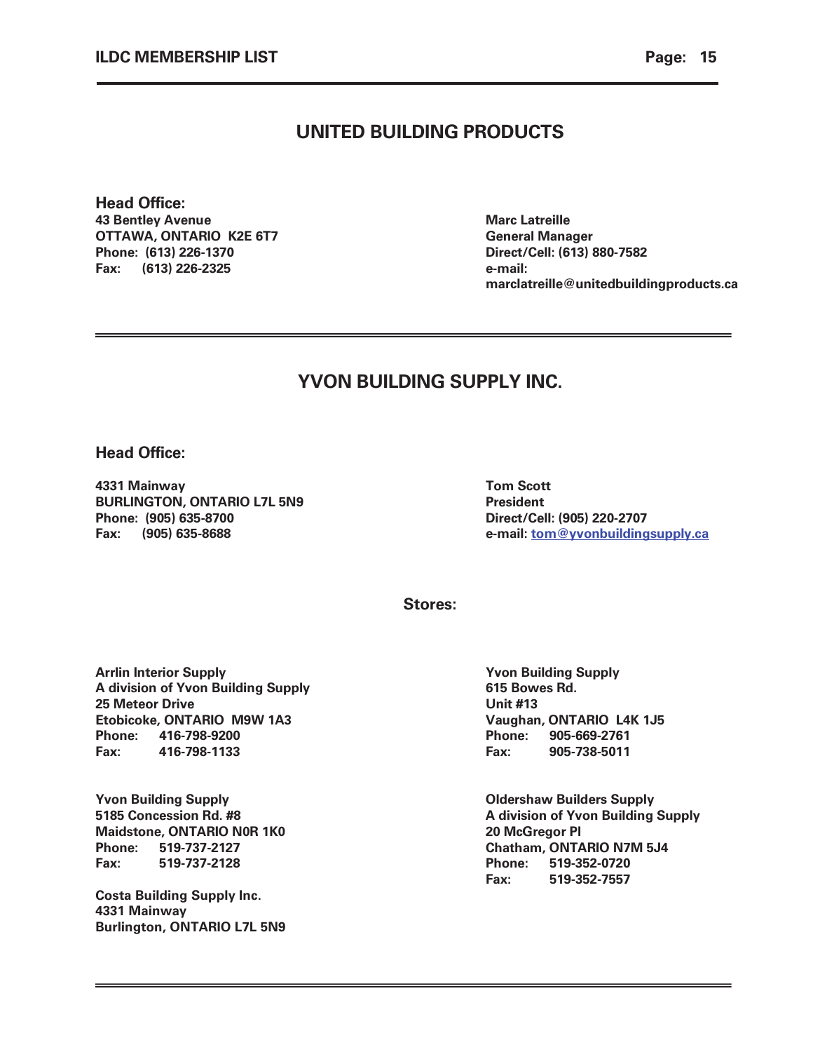## UNITED BUILDING PRODUCTS

**Head Office:**
**43 Bentley Avenue**
**OTTAWA, ONTARIO K2E 6T7**
**Phone: (613) 226-1370**
**Fax: (613) 226-2325**

**Marc Latreille**
**General Manager**
**Direct/Cell: (613) 880-7582**
**e-mail:**
**marclatreille@unitedbuildingproducts.ca**

---

## YVON BUILDING SUPPLY INC.

**Head Office:**

**4331 Mainway**
**BURLINGTON, ONTARIO L7L 5N9**
**Phone: (905) 635-8700**
**Fax: (905) 635-8688**

**Tom Scott**
**President**
**Direct/Cell: (905) 220-2707**
**e-mail: tom@yvonbuildingsupply.ca**

**Stores:**

**Arrlin Interior Supply**
**A division of Yvon Building Supply**
**25 Meteor Drive**
**Etobicoke, ONTARIO M9W 1A3**
**Phone: 416-798-9200**
**Fax: 416-798-1133**

**Yvon Building Supply**
**615 Bowes Rd.**
**Unit #13**
**Vaughan, ONTARIO L4K 1J5**
**Phone: 905-669-2761**
**Fax: 905-738-5011**

**Yvon Building Supply**
**5185 Concession Rd. #8**
**Maidstone, ONTARIO N0R 1K0**
**Phone: 519-737-2127**
**Fax: 519-737-2128**

**Oldershaw Builders Supply**
**A division of Yvon Building Supply**
**20 McGregor Pl**
**Chatham, ONTARIO N7M 5J4**
**Phone: 519-352-0720**
**Fax: 519-352-7557**

**Costa Building Supply Inc.**
**4331 Mainway**
**Burlington, ONTARIO L7L 5N9**

---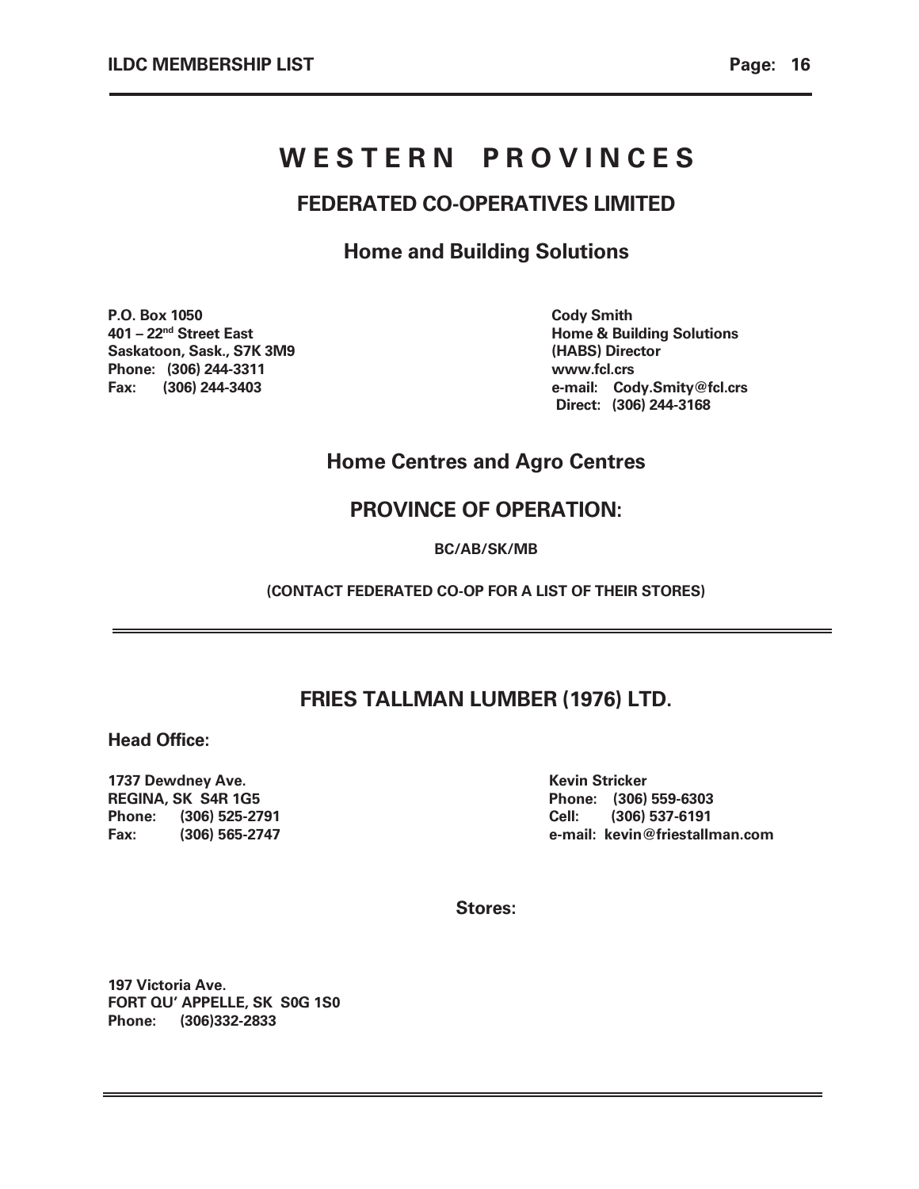# W E S T E R N   P R O V I N C E S

## FEDERATED CO-OPERATIVES LIMITED

### Home and Building Solutions

**P.O. Box 1050**
**401 – 22nd Street East**
**Saskatoon, Sask., S7K 3M9**
**Phone: (306) 244-3311**
**Fax: (306) 244-3403**

**Cody Smith**
**Home & Building Solutions**
**(HABS) Director**
**www.fcl.crs**
**e-mail: Cody.Smity@fcl.crs**
**Direct: (306) 244-3168**

### Home Centres and Agro Centres

### PROVINCE OF OPERATION:

**BC/AB/SK/MB**

**(CONTACT FEDERATED CO-OP FOR A LIST OF THEIR STORES)**

---

## FRIES TALLMAN LUMBER (1976) LTD.

**Head Office:**

**1737 Dewdney Ave.**
**REGINA, SK S4R 1G5**
**Phone: (306) 525-2791**
**Fax: (306) 565-2747**

**Kevin Stricker**
**Phone: (306) 559-6303**
**Cell: (306) 537-6191**
**e-mail: kevin@friestallman.com**

**Stores:**

**197 Victoria Ave.**
**FORT QU' APPELLE, SK S0G 1S0**
**Phone: (306)332-2833**

---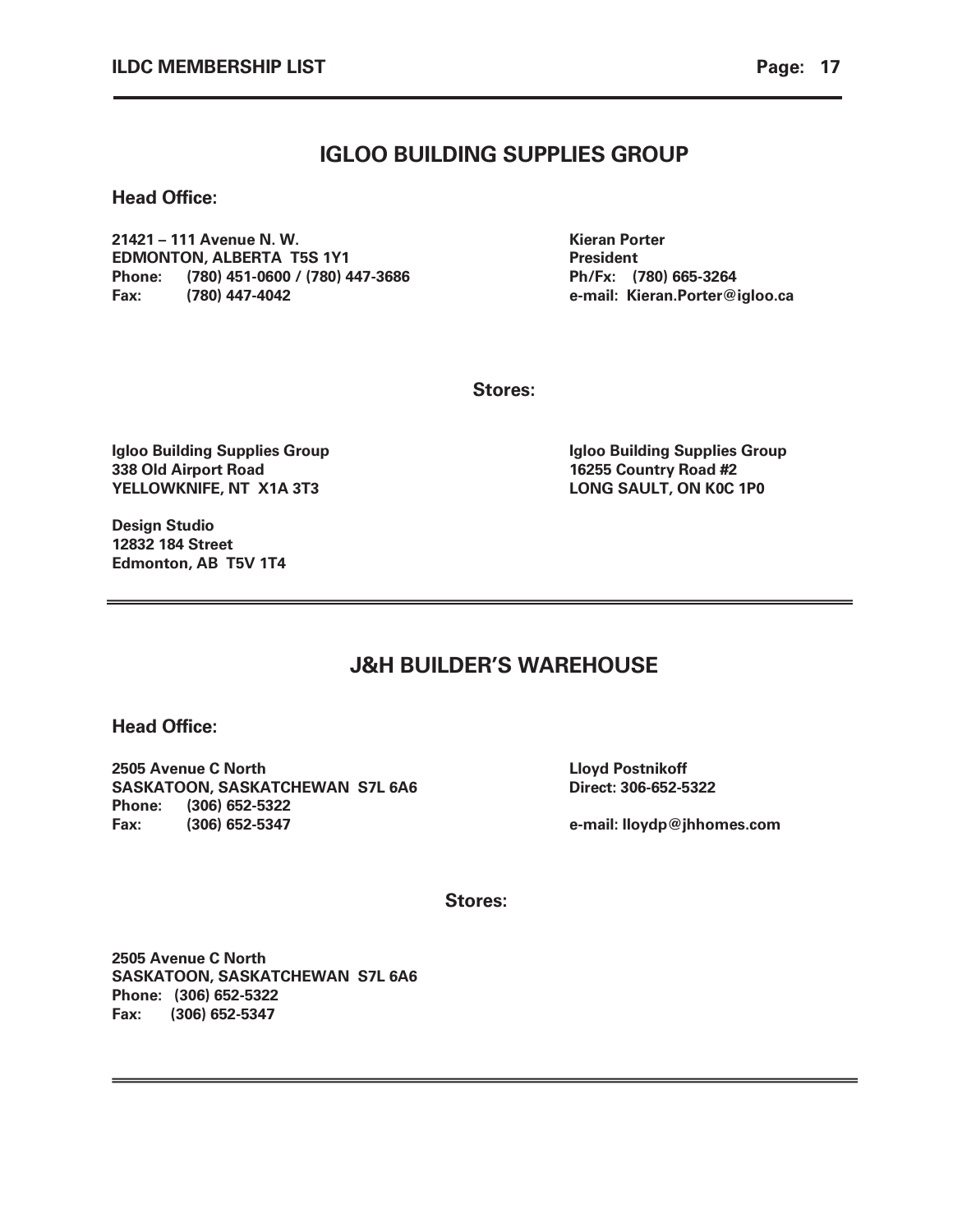## IGLOO BUILDING SUPPLIES GROUP

**Head Office:**

**21421 – 111 Avenue N. W.**
**EDMONTON, ALBERTA T5S 1Y1**
**Phone: (780) 451-0600 / (780) 447-3686**
**Fax: (780) 447-4042**

**Kieran Porter**
**President**
**Ph/Fx: (780) 665-3264**
**e-mail: Kieran.Porter@igloo.ca**

**Stores:**

**Igloo Building Supplies Group**
**338 Old Airport Road**
**YELLOWKNIFE, NT X1A 3T3**

**Igloo Building Supplies Group**
**16255 Country Road #2**
**LONG SAULT, ON K0C 1P0**

**Design Studio**
**12832 184 Street**
**Edmonton, AB T5V 1T4**

---

## J&H BUILDER'S WAREHOUSE

**Head Office:**

**2505 Avenue C North**
**SASKATOON, SASKATCHEWAN S7L 6A6**
**Phone: (306) 652-5322**
**Fax: (306) 652-5347**

**Lloyd Postnikoff**
**Direct: 306-652-5322**
**e-mail: lloydp@jhhomes.com**

**Stores:**

**2505 Avenue C North**
**SASKATOON, SASKATCHEWAN S7L 6A6**
**Phone: (306) 652-5322**
**Fax: (306) 652-5347**

---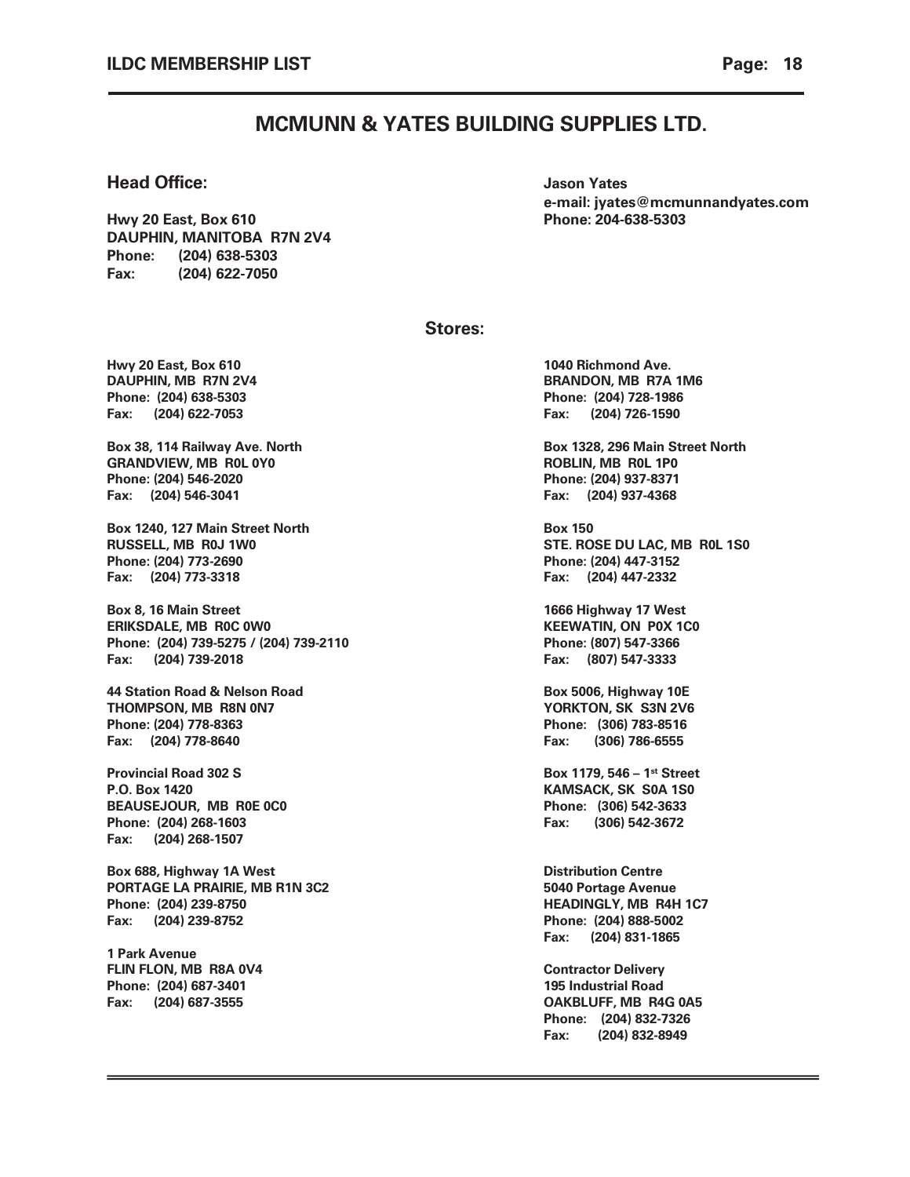# MCMUNN & YATES BUILDING SUPPLIES LTD.

## Head Office:

**Hwy 20 East, Box 610**
**DAUPHIN, MANITOBA R7N 2V4**
**Phone: (204) 638-5303**
**Fax: (204) 622-7050**

**Jason Yates**
**e-mail: jyates@mcmunnandyates.com**
**Phone: 204-638-5303**

## Stores:

**Hwy 20 East, Box 610**
**DAUPHIN, MB R7N 2V4**
**Phone: (204) 638-5303**
**Fax: (204) 622-7053**

**Box 38, 114 Railway Ave. North**
**GRANDVIEW, MB R0L 0Y0**
**Phone: (204) 546-2020**
**Fax: (204) 546-3041**

**Box 1240, 127 Main Street North**
**RUSSELL, MB R0J 1W0**
**Phone: (204) 773-2690**
**Fax: (204) 773-3318**

**Box 8, 16 Main Street**
**ERIKSDALE, MB R0C 0W0**
**Phone: (204) 739-5275 / (204) 739-2110**
**Fax: (204) 739-2018**

**44 Station Road & Nelson Road**
**THOMPSON, MB R8N 0N7**
**Phone: (204) 778-8363**
**Fax: (204) 778-8640**

**Provincial Road 302 S**
**P.O. Box 1420**
**BEAUSEJOUR, MB R0E 0C0**
**Phone: (204) 268-1603**
**Fax: (204) 268-1507**

**Box 688, Highway 1A West**
**PORTAGE LA PRAIRIE, MB R1N 3C2**
**Phone: (204) 239-8750**
**Fax: (204) 239-8752**

**1 Park Avenue**
**FLIN FLON, MB R8A 0V4**
**Phone: (204) 687-3401**
**Fax: (204) 687-3555**

**1040 Richmond Ave.**
**BRANDON, MB R7A 1M6**
**Phone: (204) 728-1986**
**Fax: (204) 726-1590**

**Box 1328, 296 Main Street North**
**ROBLIN, MB R0L 1P0**
**Phone: (204) 937-8371**
**Fax: (204) 937-4368**

**Box 150**
**STE. ROSE DU LAC, MB R0L 1S0**
**Phone: (204) 447-3152**
**Fax: (204) 447-2332**

**1666 Highway 17 West**
**KEEWATIN, ON P0X 1C0**
**Phone: (807) 547-3366**
**Fax: (807) 547-3333**

**Box 5006, Highway 10E**
**YORKTON, SK S3N 2V6**
**Phone: (306) 783-8516**
**Fax: (306) 786-6555**

**Box 1179, 546 – 1st Street**
**KAMSACK, SK S0A 1S0**
**Phone: (306) 542-3633**
**Fax: (306) 542-3672**

**Distribution Centre**
**5040 Portage Avenue**
**HEADINGLY, MB R4H 1C7**
**Phone: (204) 888-5002**
**Fax: (204) 831-1865**

**Contractor Delivery**
**195 Industrial Road**
**OAKBLUFF, MB R4G 0A5**
**Phone: (204) 832-7326**
**Fax: (204) 832-8949**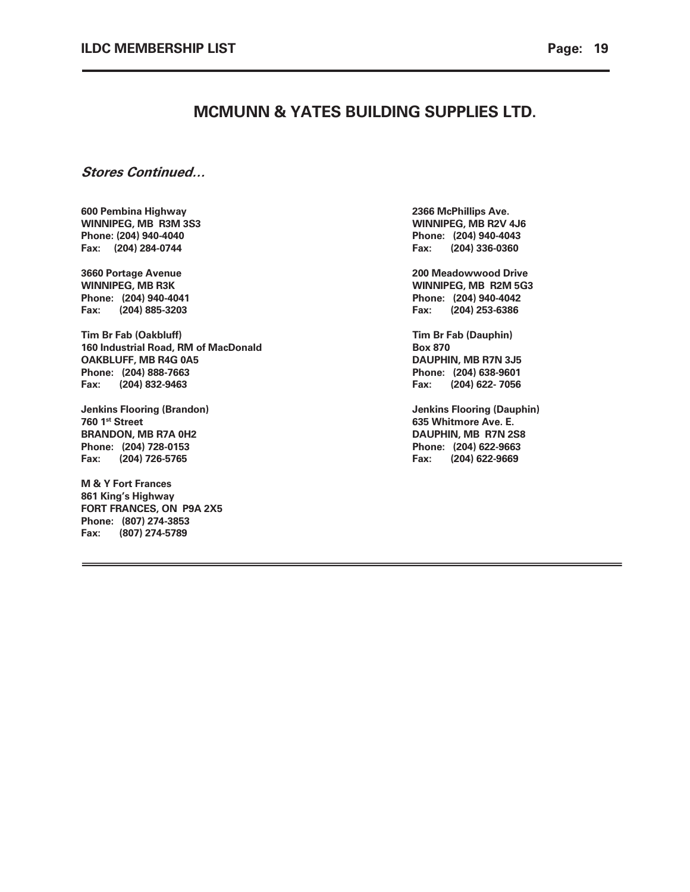## MCMUNN & YATES BUILDING SUPPLIES LTD.

***Stores Continued…***

**600 Pembina Highway**
**WINNIPEG, MB R3M 3S3**
**Phone: (204) 940-4040**
**Fax: (204) 284-0744**

**3660 Portage Avenue**
**WINNIPEG, MB R3K**
**Phone: (204) 940-4041**
**Fax: (204) 885-3203**

**Tim Br Fab (Oakbluff)**
**160 Industrial Road, RM of MacDonald**
**OAKBLUFF, MB R4G 0A5**
**Phone: (204) 888-7663**
**Fax: (204) 832-9463**

**Jenkins Flooring (Brandon)**
**760 1st Street**
**BRANDON, MB R7A 0H2**
**Phone: (204) 728-0153**
**Fax: (204) 726-5765**

**M & Y Fort Frances**
**861 King's Highway**
**FORT FRANCES, ON P9A 2X5**
**Phone: (807) 274-3853**
**Fax: (807) 274-5789**

**2366 McPhillips Ave.**
**WINNIPEG, MB R2V 4J6**
**Phone: (204) 940-4043**
**Fax: (204) 336-0360**

**200 Meadowwood Drive**
**WINNIPEG, MB R2M 5G3**
**Phone: (204) 940-4042**
**Fax: (204) 253-6386**

**Tim Br Fab (Dauphin)**
**Box 870**
**DAUPHIN, MB R7N 3J5**
**Phone: (204) 638-9601**
**Fax: (204) 622- 7056**

**Jenkins Flooring (Dauphin)**
**635 Whitmore Ave. E.**
**DAUPHIN, MB R7N 2S8**
**Phone: (204) 622-9663**
**Fax: (204) 622-9669**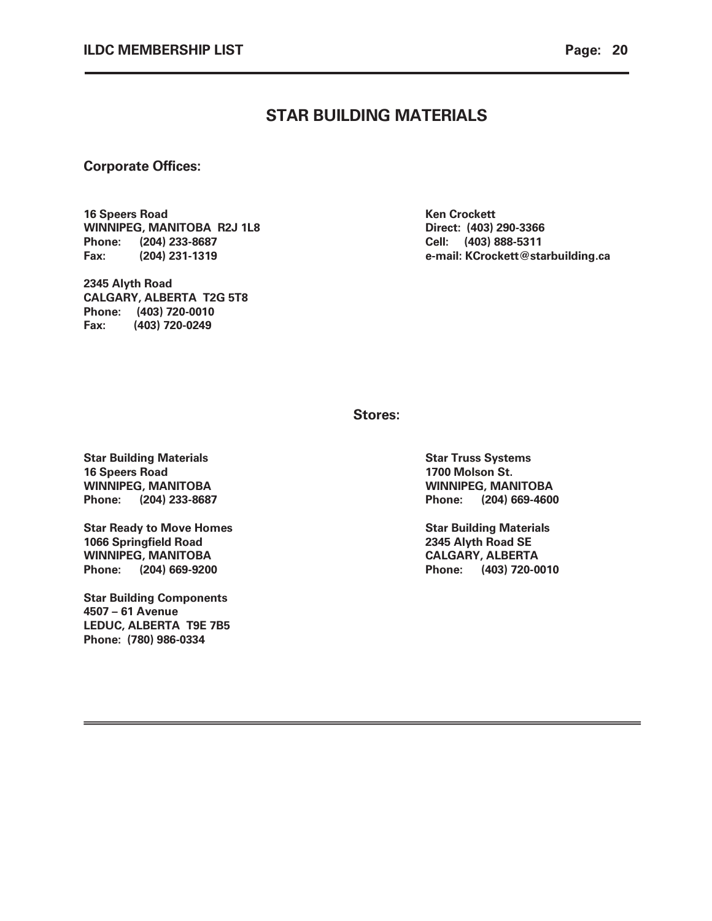# STAR BUILDING MATERIALS

## Corporate Offices:

**16 Speers Road**
**WINNIPEG, MANITOBA R2J 1L8**
**Phone: (204) 233-8687**
**Fax: (204) 231-1319**

**2345 Alyth Road**
**CALGARY, ALBERTA T2G 5T8**
**Phone: (403) 720-0010**
**Fax: (403) 720-0249**

**Ken Crockett**
**Direct: (403) 290-3366**
**Cell: (403) 888-5311**
**e-mail: KCrockett@starbuilding.ca**

## Stores:

**Star Building Materials**
**16 Speers Road**
**WINNIPEG, MANITOBA**
**Phone: (204) 233-8687**

**Star Ready to Move Homes**
**1066 Springfield Road**
**WINNIPEG, MANITOBA**
**Phone: (204) 669-9200**

**Star Building Components**
**4507 – 61 Avenue**
**LEDUC, ALBERTA T9E 7B5**
**Phone: (780) 986-0334**

**Star Truss Systems**
**1700 Molson St.**
**WINNIPEG, MANITOBA**
**Phone: (204) 669-4600**

**Star Building Materials**
**2345 Alyth Road SE**
**CALGARY, ALBERTA**
**Phone: (403) 720-0010**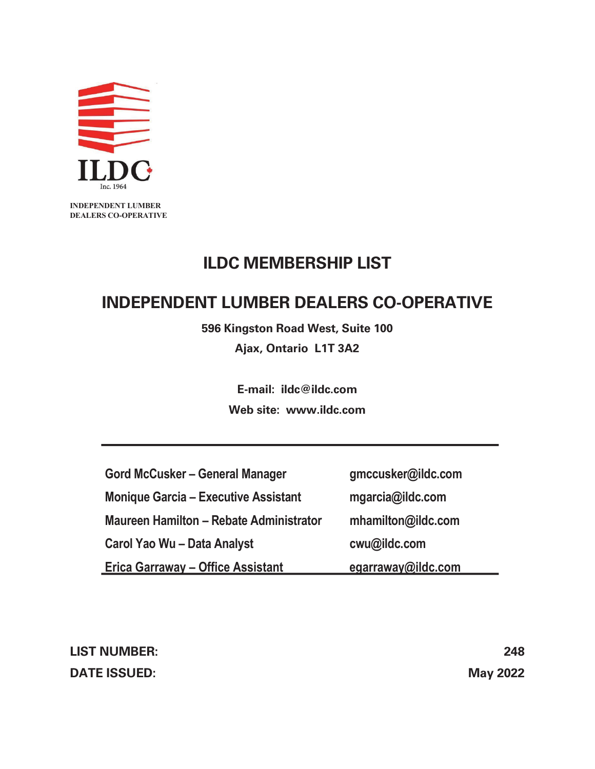ILDC

Inc. 1964

INDEPENDENT LUMBER
DEALERS CO-OPERATIVE

# ILDC MEMBERSHIP LIST

## INDEPENDENT LUMBER DEALERS CO-OPERATIVE

**596 Kingston Road West, Suite 100**

**Ajax, Ontario L1T 3A2**

**E-mail: ildc@ildc.com**

**Web site: www.ildc.com**

| | |
|---|---|
| Gord McCusker – General Manager | gmccusker@ildc.com |
| Monique Garcia – Executive Assistant | mgarcia@ildc.com |
| Maureen Hamilton – Rebate Administrator | mhamilton@ildc.com |
| Carol Yao Wu – Data Analyst | cwu@ildc.com |
| Erica Garraway – Office Assistant | egarraway@ildc.com |

**LIST NUMBER:** 248

**DATE ISSUED:** May 2022